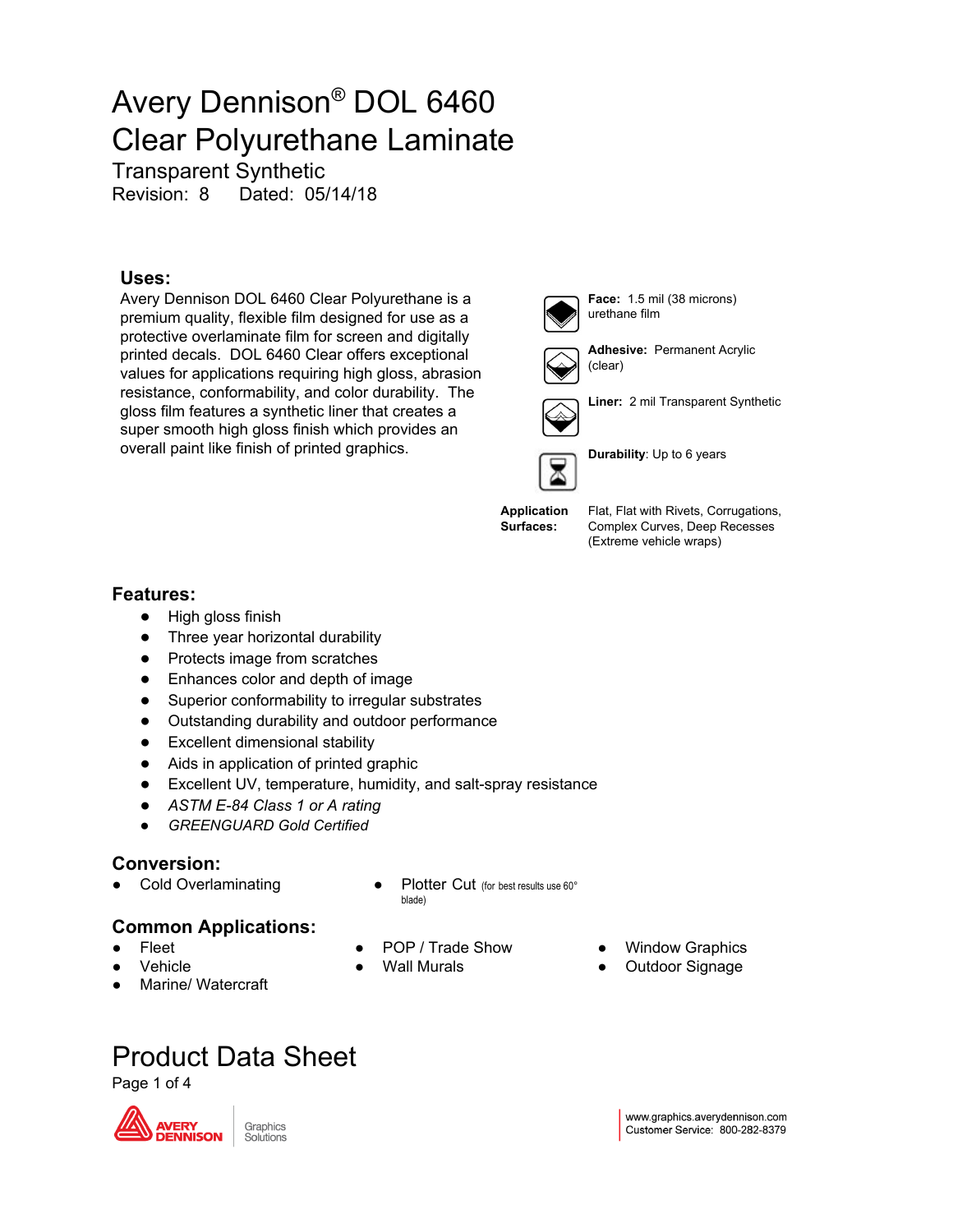# Avery Dennison® DOL 6460 Clear Polyurethane Laminate

## Transparent Synthetic

Revision: 8 Dated: 05/14/18

## Uses:

Avery Dennison DOL 6460 Clear Polyurethane is a premium quality, flexible film designed for use as a protective overlaminate film for screen and digitally printed decals. DOL 6460 Clear offers exceptional values for applications requiring high gloss, abrasion resistance, conformability, and color durability. The gloss film features a synthetic liner that creates a super smooth high gloss finish which provides an overall paint like finish of printed graphics.

**Face:** 1.5 mil (38 microns) urethane film

**Adhesive:** Permanent Acrylic (clear)

**Liner:** 2 mil Transparent Synthetic

**Durability**: Up to 6 years

**Application Surfaces:** Flat, Flat with Rivets, Corrugations, Complex Curves, Deep Recesses (Extreme vehicle wraps)

## Features:

- High gloss finish
- Three year horizontal durability
- Protects image from scratches
- Enhances color and depth of image
- Superior conformability to irregular substrates
- Outstanding durability and outdoor performance
- Excellent dimensional stability
- Aids in application of printed graphic
- Excellent UV, temperature, humidity, and salt-spray resistance
- *ASTM E-84 Class 1 or A rating*
- *GREENGUARD Gold Certified*

## Conversion:

- Cold Overlaminating
- Plotter Cut (for best results use 60° blade)

## Common Applications:

- Fleet
- Vehicle
- Marine/ Watercraft
- POP / Trade Show
- Wall Murals
- Window Graphics
- Outdoor Signage

# Product Data Sheet

www.graphics.averydennison.com
Customer Service: 800-282-8379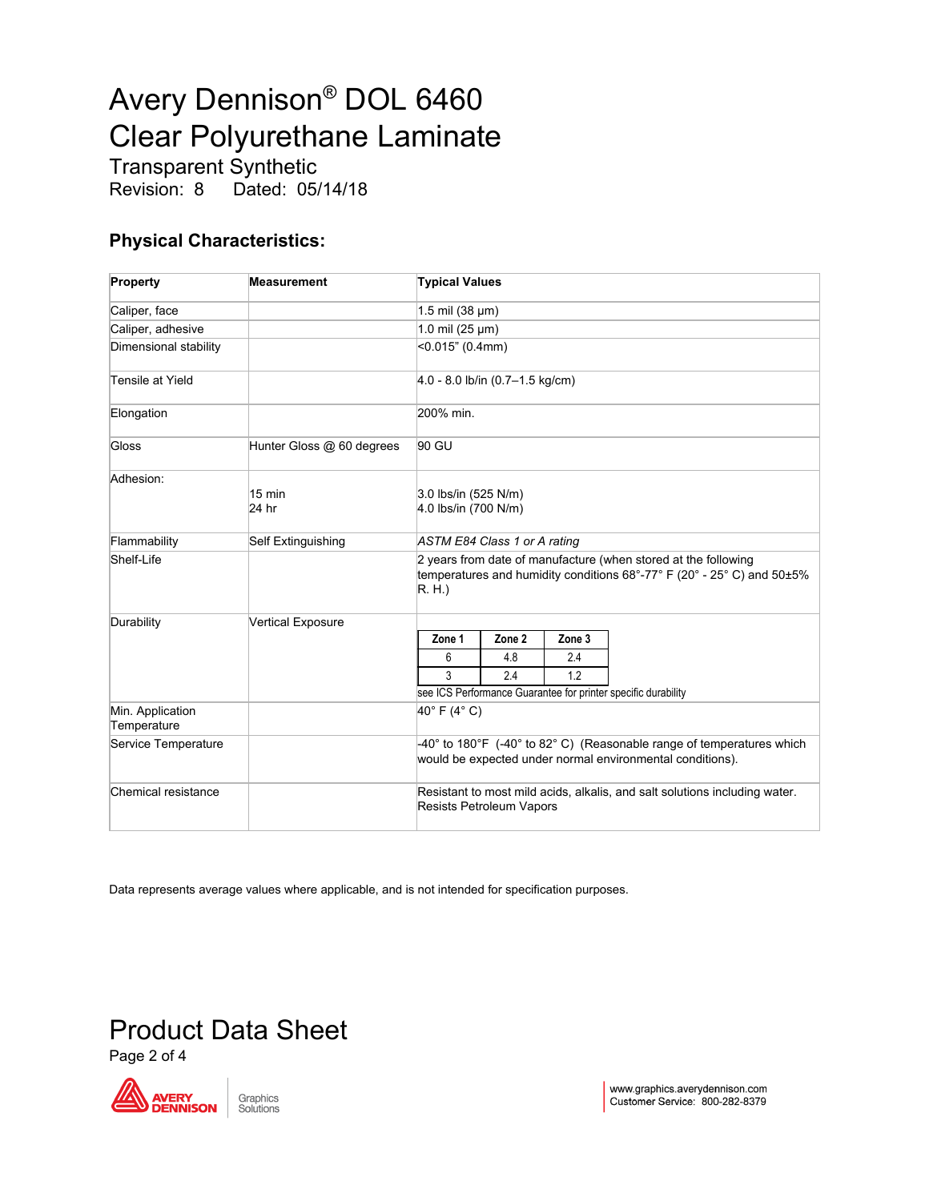# Avery Dennison® DOL 6460
# Clear Polyurethane Laminate

Transparent Synthetic
Revision: 8    Dated: 05/14/18

## Physical Characteristics:

| Property | Measurement | Typical Values |
|---|---|---|
| Caliper, face | | 1.5 mil (38 µm) |
| Caliper, adhesive | | 1.0 mil (25 µm) |
| Dimensional stability | | <0.015" (0.4mm) |
| Tensile at Yield | | 4.0 - 8.0 lb/in (0.7–1.5 kg/cm) |
| Elongation | | 200% min. |
| Gloss | Hunter Gloss @ 60 degrees | 90 GU |
| Adhesion: | 15 min<br>24 hr | 3.0 lbs/in (525 N/m)<br>4.0 lbs/in (700 N/m) |
| Flammability | Self Extinguishing | *ASTM E84 Class 1 or A rating* |
| Shelf-Life | | 2 years from date of manufacture (when stored at the following temperatures and humidity conditions 68°-77° F (20° - 25° C) and 50±5% R. H.) |
| Durability | Vertical Exposure | Zone 1 / Zone 2 / Zone 3: 6 / 4.8 / 2.4; 3 / 2.4 / 1.2<br>see ICS Performance Guarantee for printer specific durability |
| Min. Application Temperature | | 40° F (4° C) |
| Service Temperature | | -40° to 180°F (-40° to 82° C) (Reasonable range of temperatures which would be expected under normal environmental conditions). |
| Chemical resistance | | Resistant to most mild acids, alkalis, and salt solutions including water. Resists Petroleum Vapors |

Durability (Vertical Exposure):

| Zone 1 | Zone 2 | Zone 3 |
|---|---|---|
| 6 | 4.8 | 2.4 |
| 3 | 2.4 | 1.2 |

see ICS Performance Guarantee for printer specific durability

Data represents average values where applicable, and is not intended for specification purposes.

# Product Data Sheet

www.graphics.averydennison.com
Customer Service: 800-282-8379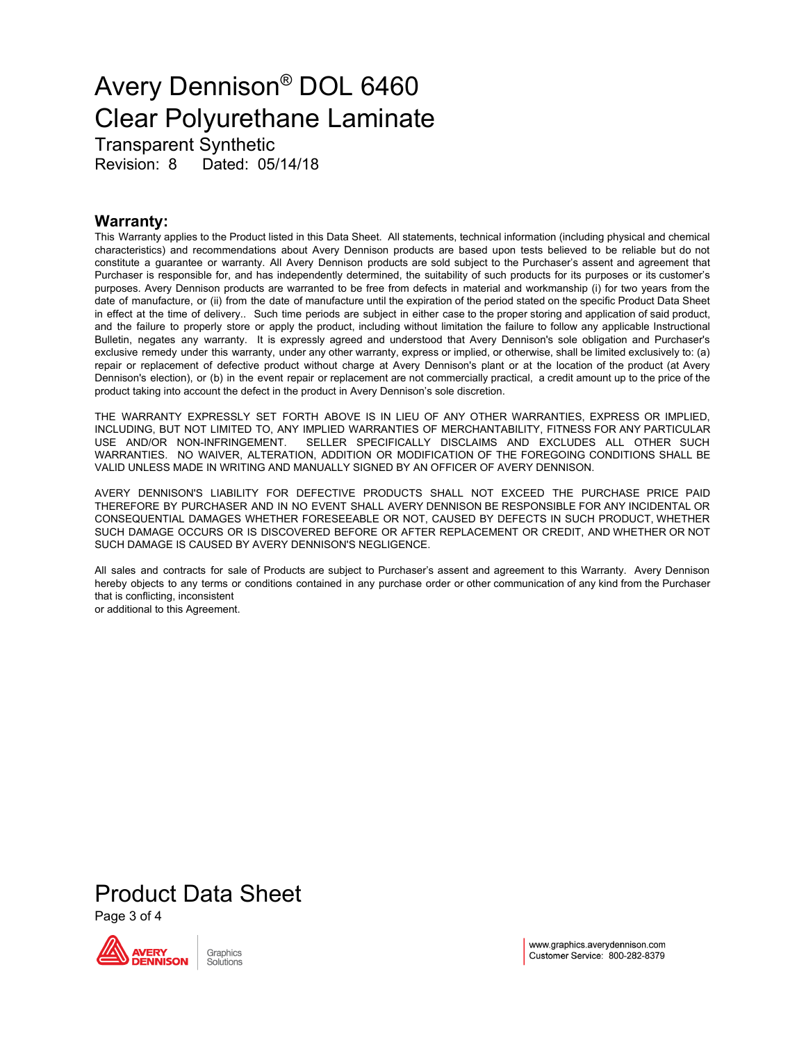# Avery Dennison® DOL 6460 Clear Polyurethane Laminate

Transparent Synthetic

Revision: 8 Dated: 05/14/18

## Warranty:

This Warranty applies to the Product listed in this Data Sheet. All statements, technical information (including physical and chemical characteristics) and recommendations about Avery Dennison products are based upon tests believed to be reliable but do not constitute a guarantee or warranty. All Avery Dennison products are sold subject to the Purchaser's assent and agreement that Purchaser is responsible for, and has independently determined, the suitability of such products for its purposes or its customer's purposes. Avery Dennison products are warranted to be free from defects in material and workmanship (i) for two years from the date of manufacture, or (ii) from the date of manufacture until the expiration of the period stated on the specific Product Data Sheet in effect at the time of delivery.. Such time periods are subject in either case to the proper storing and application of said product, and the failure to properly store or apply the product, including without limitation the failure to follow any applicable Instructional Bulletin, negates any warranty. It is expressly agreed and understood that Avery Dennison's sole obligation and Purchaser's exclusive remedy under this warranty, under any other warranty, express or implied, or otherwise, shall be limited exclusively to: (a) repair or replacement of defective product without charge at Avery Dennison's plant or at the location of the product (at Avery Dennison's election), or (b) in the event repair or replacement are not commercially practical, a credit amount up to the price of the product taking into account the defect in the product in Avery Dennison's sole discretion.

THE WARRANTY EXPRESSLY SET FORTH ABOVE IS IN LIEU OF ANY OTHER WARRANTIES, EXPRESS OR IMPLIED, INCLUDING, BUT NOT LIMITED TO, ANY IMPLIED WARRANTIES OF MERCHANTABILITY, FITNESS FOR ANY PARTICULAR USE AND/OR NON-INFRINGEMENT. SELLER SPECIFICALLY DISCLAIMS AND EXCLUDES ALL OTHER SUCH WARRANTIES. NO WAIVER, ALTERATION, ADDITION OR MODIFICATION OF THE FOREGOING CONDITIONS SHALL BE VALID UNLESS MADE IN WRITING AND MANUALLY SIGNED BY AN OFFICER OF AVERY DENNISON.

AVERY DENNISON'S LIABILITY FOR DEFECTIVE PRODUCTS SHALL NOT EXCEED THE PURCHASE PRICE PAID THEREFORE BY PURCHASER AND IN NO EVENT SHALL AVERY DENNISON BE RESPONSIBLE FOR ANY INCIDENTAL OR CONSEQUENTIAL DAMAGES WHETHER FORESEEABLE OR NOT, CAUSED BY DEFECTS IN SUCH PRODUCT, WHETHER SUCH DAMAGE OCCURS OR IS DISCOVERED BEFORE OR AFTER REPLACEMENT OR CREDIT, AND WHETHER OR NOT SUCH DAMAGE IS CAUSED BY AVERY DENNISON'S NEGLIGENCE.

All sales and contracts for sale of Products are subject to Purchaser's assent and agreement to this Warranty. Avery Dennison hereby objects to any terms or conditions contained in any purchase order or other communication of any kind from the Purchaser that is conflicting, inconsistent or additional to this Agreement.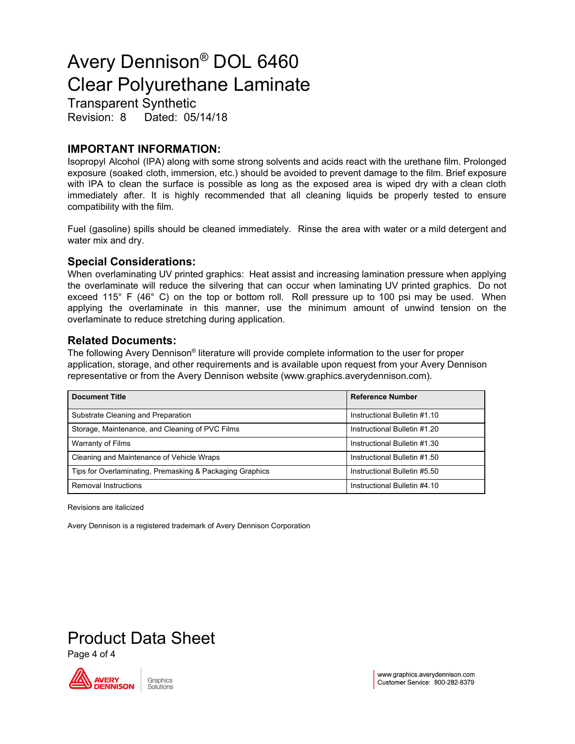# Avery Dennison® DOL 6460 Clear Polyurethane Laminate

Transparent Synthetic
Revision: 8 Dated: 05/14/18

## IMPORTANT INFORMATION:

Isopropyl Alcohol (IPA) along with some strong solvents and acids react with the urethane film. Prolonged exposure (soaked cloth, immersion, etc.) should be avoided to prevent damage to the film. Brief exposure with IPA to clean the surface is possible as long as the exposed area is wiped dry with a clean cloth immediately after. It is highly recommended that all cleaning liquids be properly tested to ensure compatibility with the film.

Fuel (gasoline) spills should be cleaned immediately. Rinse the area with water or a mild detergent and water mix and dry.

### Special Considerations:

When overlaminating UV printed graphics: Heat assist and increasing lamination pressure when applying the overlaminate will reduce the silvering that can occur when laminating UV printed graphics. Do not exceed 115° F (46° C) on the top or bottom roll. Roll pressure up to 100 psi may be used. When applying the overlaminate in this manner, use the minimum amount of unwind tension on the overlaminate to reduce stretching during application.

### Related Documents:

The following Avery Dennison® literature will provide complete information to the user for proper application, storage, and other requirements and is available upon request from your Avery Dennison representative or from the Avery Dennison website (www.graphics.averydennison.com).

| Document Title | Reference Number |
|---|---|
| Substrate Cleaning and Preparation | Instructional Bulletin #1.10 |
| Storage, Maintenance, and Cleaning of PVC Films | Instructional Bulletin #1.20 |
| Warranty of Films | Instructional Bulletin #1.30 |
| Cleaning and Maintenance of Vehicle Wraps | Instructional Bulletin #1.50 |
| Tips for Overlaminating, Premasking & Packaging Graphics | Instructional Bulletin #5.50 |
| Removal Instructions | Instructional Bulletin #4.10 |

Revisions are italicized

Avery Dennison is a registered trademark of Avery Dennison Corporation

Product Data Sheet

www.graphics.averydennison.com
Customer Service: 800-282-8379